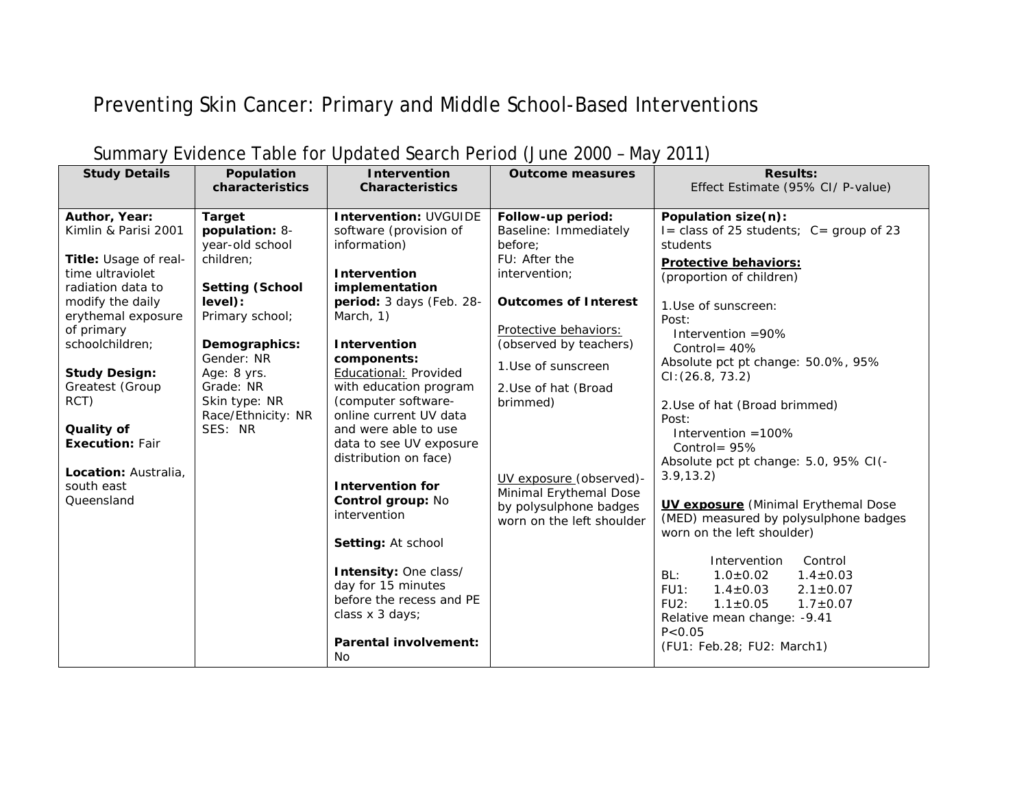# Preventing Skin Cancer: Primary and Middle School-Based Interventions

## Summary Evidence Table for Updated Search Period (June 2000 – May 2011)

| Study Details | Population characteristics | Intervention Characteristics | Outcome measures | Results: Effect Estimate (95% CI/ P-value) |
|---|---|---|---|---|
| **Author, Year:** Kimlin & Parisi 2001<br><br>**Title:** Usage of real-time ultraviolet radiation data to modify the daily erythemal exposure of primary schoolchildren;<br><br>**Study Design:** Greatest (Group RCT)<br><br>**Quality of Execution:** Fair<br><br>**Location:** Australia, south east Queensland | **Target population:** 8-year-old school children;<br><br>**Setting (School level):** Primary school;<br><br>**Demographics:**<br>Gender: NR<br>Age: 8 yrs.<br>Grade: NR<br>Skin type: NR<br>Race/Ethnicity: NR<br>SES: NR | **Intervention:** UVGUIDE software (provision of information)<br><br>**Intervention implementation period:** 3 days (Feb. 28-March, 1)<br><br>**Intervention components:**<br><u>Educational:</u> Provided with education program (computer software-online current UV data and were able to use data to see UV exposure distribution on face)<br><br>**Intervention for Control group:** No intervention<br><br>**Setting:** At school<br><br>**Intensity:** One class/ day for 15 minutes before the recess and PE class x 3 days;<br><br>**Parental involvement:** No | **Follow-up period:**<br>Baseline: Immediately before;<br>FU: After the intervention;<br><br>**Outcomes of Interest**<br><br><u>Protective behaviors:</u> (observed by teachers)<br>1.Use of sunscreen<br>2.Use of hat (Broad brimmed)<br><br><u>UV exposure</u> (observed)- Minimal Erythemal Dose by polysulphone badges worn on the left shoulder | **Population size(n):**<br>I= class of 25 students; C= group of 23 students<br><br>**<u>Protective behaviors:</u>**<br>(proportion of children)<br><br>1.Use of sunscreen:<br>Post:<br>Intervention =90%<br>Control= 40%<br>Absolute pct pt change: 50.0%, 95% CI:(26.8, 73.2)<br><br>2.Use of hat (Broad brimmed)<br>Post:<br>Intervention =100%<br>Control= 95%<br>Absolute pct pt change: 5.0, 95% CI(-3.9,13.2)<br><br>**<u>UV exposure</u>** (Minimal Erythemal Dose (MED) measured by polysulphone badges worn on the left shoulder)<br><br>Intervention / Control<br>BL: $1.0 \pm 0.02$ / $1.4 \pm 0.03$<br>FU1: $1.4 \pm 0.03$ / $2.1 \pm 0.07$<br>FU2: $1.1 \pm 0.05$ / $1.7 \pm 0.07$<br>Relative mean change: -9.41<br>$P<0.05$<br>(FU1: Feb.28; FU2: March1) |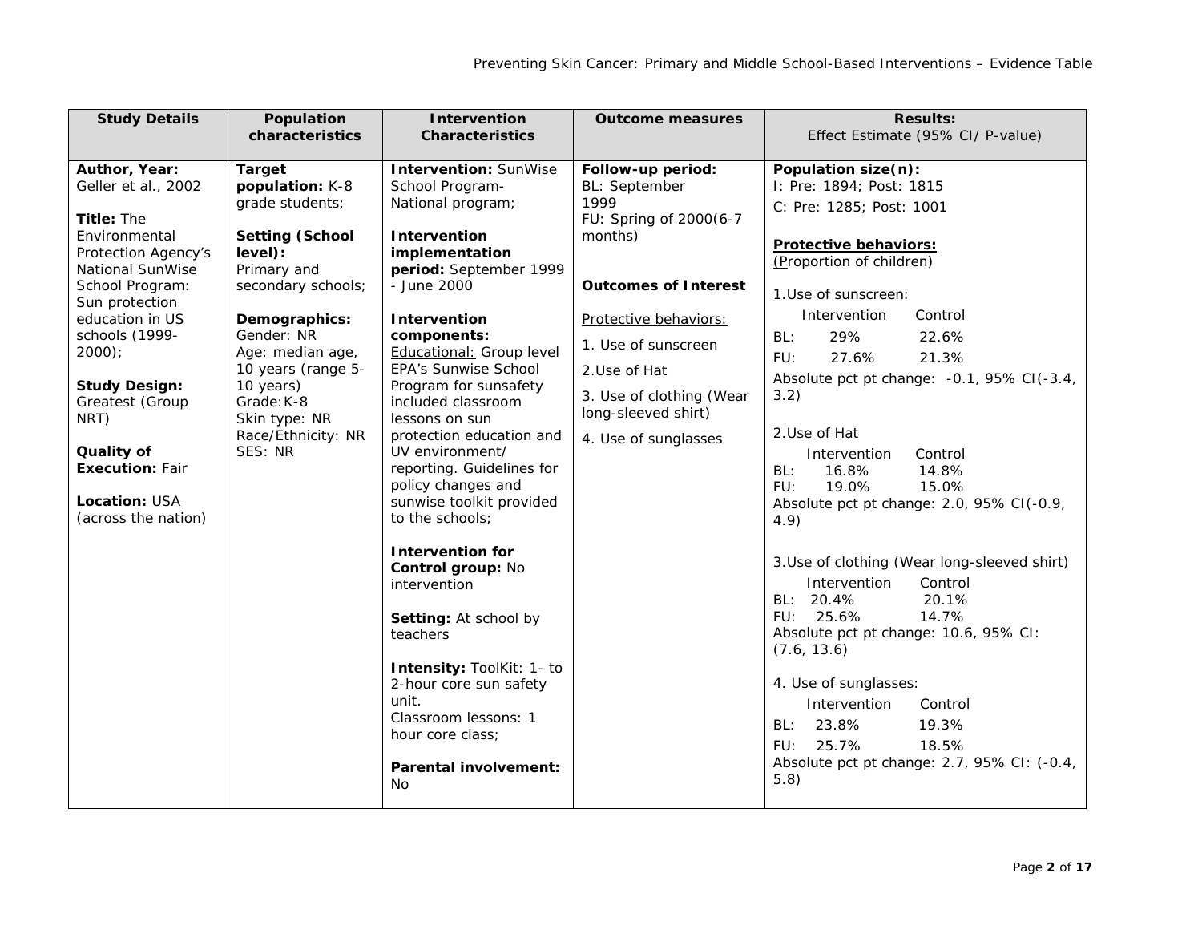| Study Details | Population characteristics | Intervention Characteristics | Outcome measures | Results: Effect Estimate (95% CI/ P-value) |
|---|---|---|---|---|
| **Author, Year:** Geller et al., 2002<br><br>**Title:** The Environmental Protection Agency's National SunWise School Program: Sun protection education in US schools (1999-2000);<br><br>**Study Design:** Greatest (Group NRT)<br><br>**Quality of Execution:** Fair<br><br>**Location:** USA (across the nation) | **Target population:** K-8 grade students;<br><br>**Setting (School level):** Primary and secondary schools;<br><br>**Demographics:** Gender: NR<br>Age: median age, 10 years (range 5-10 years)<br>Grade: K-8<br>Skin type: NR<br>Race/Ethnicity: NR<br>SES: NR | **Intervention:** SunWise School Program- National program;<br><br>**Intervention implementation period:** September 1999 - June 2000<br><br>**Intervention components:** <u>Educational:</u> Group level EPA's Sunwise School Program for sunsafety included classroom lessons on sun protection education and UV environment/ reporting. Guidelines for policy changes and sunwise toolkit provided to the schools;<br><br>**Intervention for Control group:** No intervention<br><br>**Setting:** At school by teachers<br><br>**Intensity:** ToolKit: 1- to 2-hour core sun safety unit.<br>Classroom lessons: 1 hour core class;<br><br>**Parental involvement:** No | **Follow-up period:** BL: September 1999<br>FU: Spring of 2000(6-7 months)<br><br>**Outcomes of Interest**<br><br><u>Protective behaviors:</u><br>1. Use of sunscreen<br>2.Use of Hat<br>3. Use of clothing (Wear long-sleeved shirt)<br>4. Use of sunglasses | **Population size(n):**<br>I: Pre: 1894; Post: 1815<br>C: Pre: 1285; Post: 1001<br><br>**<u>Protective behaviors:</u>**<br><u>(</u>Proportion of children)<br><br>1.Use of sunscreen:<br>Intervention / Control<br>BL: 29% / 22.6%<br>FU: 27.6% / 21.3%<br>Absolute pct pt change: -0.1, 95% CI(-3.4, 3.2)<br><br>2.Use of Hat<br>Intervention / Control<br>BL: 16.8% / 14.8%<br>FU: 19.0% / 15.0%<br>Absolute pct pt change: 2.0, 95% CI(-0.9, 4.9)<br><br>3.Use of clothing (Wear long-sleeved shirt)<br>Intervention / Control<br>BL: 20.4% / 20.1%<br>FU: 25.6% / 14.7%<br>Absolute pct pt change: 10.6, 95% CI: (7.6, 13.6)<br><br>4. Use of sunglasses:<br>Intervention / Control<br>BL: 23.8% / 19.3%<br>FU: 25.7% / 18.5%<br>Absolute pct pt change: 2.7, 95% CI: (-0.4, 5.8) |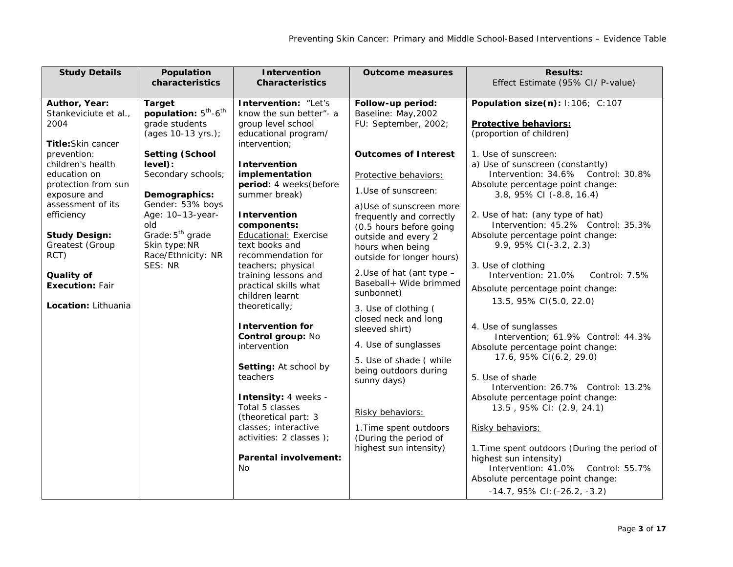| Study Details | Population characteristics | Intervention Characteristics | Outcome measures | Results: Effect Estimate (95% CI/ P-value) |
|---|---|---|---|---|
| **Author, Year:** Stankeviciute et al., 2004<br><br>**Title:** Skin cancer prevention: children's health education on protection from sun exposure and assessment of its efficiency<br><br>**Study Design:** Greatest (Group RCT)<br><br>**Quality of Execution:** Fair<br><br>**Location:** Lithuania | **Target population:** 5th-6th grade students (ages 10-13 yrs.);<br><br>**Setting (School level):** Secondary schools;<br><br>**Demographics:** Gender: 53% boys<br>Age: 10–13-year-old<br>Grade: 5th grade<br>Skin type: NR<br>Race/Ethnicity: NR<br>SES: NR | **Intervention:** "Let's know the sun better"- a group level school educational program/ intervention;<br><br>**Intervention implementation period:** 4 weeks(before summer break)<br><br>**Intervention components:** Educational: Exercise text books and recommendation for teachers; physical training lessons and practical skills what children learnt theoretically;<br><br>**Intervention for Control group:** No intervention<br><br>**Setting:** At school by teachers<br><br>**Intensity:** 4 weeks - Total 5 classes (theoretical part: 3 classes; interactive activities: 2 classes );<br><br>**Parental involvement:** No | **Follow-up period:** Baseline: May,2002<br>FU: September, 2002;<br><br>**Outcomes of Interest**<br><br>Protective behaviors:<br>1.Use of sunscreen:<br>a)Use of sunscreen more frequently and correctly (0.5 hours before going outside and every 2 hours when being outside for longer hours)<br>2.Use of hat (ant type – Baseball+ Wide brimmed sunbonnet)<br>3. Use of clothing ( closed neck and long sleeved shirt)<br>4. Use of sunglasses<br>5. Use of shade ( while being outdoors during sunny days)<br><br>Risky behaviors:<br>1.Time spent outdoors (During the period of highest sun intensity) | **Population size(n):** I:106; C:107<br><br>**Protective behaviors:**<br>(proportion of children)<br><br>1. Use of sunscreen:<br>a) Use of sunscreen (constantly)<br>Intervention: 34.6% Control: 30.8%<br>Absolute percentage point change:<br>3.8, 95% CI (-8.8, 16.4)<br><br>2. Use of hat: (any type of hat)<br>Intervention: 45.2% Control: 35.3%<br>Absolute percentage point change:<br>9.9, 95% CI(-3.2, 2.3)<br><br>3. Use of clothing<br>Intervention: 21.0% Control: 7.5%<br>Absolute percentage point change:<br>13.5, 95% CI(5.0, 22.0)<br><br>4. Use of sunglasses<br>Intervention; 61.9% Control: 44.3%<br>Absolute percentage point change:<br>17.6, 95% CI(6.2, 29.0)<br><br>5. Use of shade<br>Intervention: 26.7% Control: 13.2%<br>Absolute percentage point change:<br>13.5 , 95% CI: (2.9, 24.1)<br><br>Risky behaviors:<br><br>1.Time spent outdoors (During the period of highest sun intensity)<br>Intervention: 41.0% Control: 55.7%<br>Absolute percentage point change:<br>-14.7, 95% CI:(-26.2, -3.2) |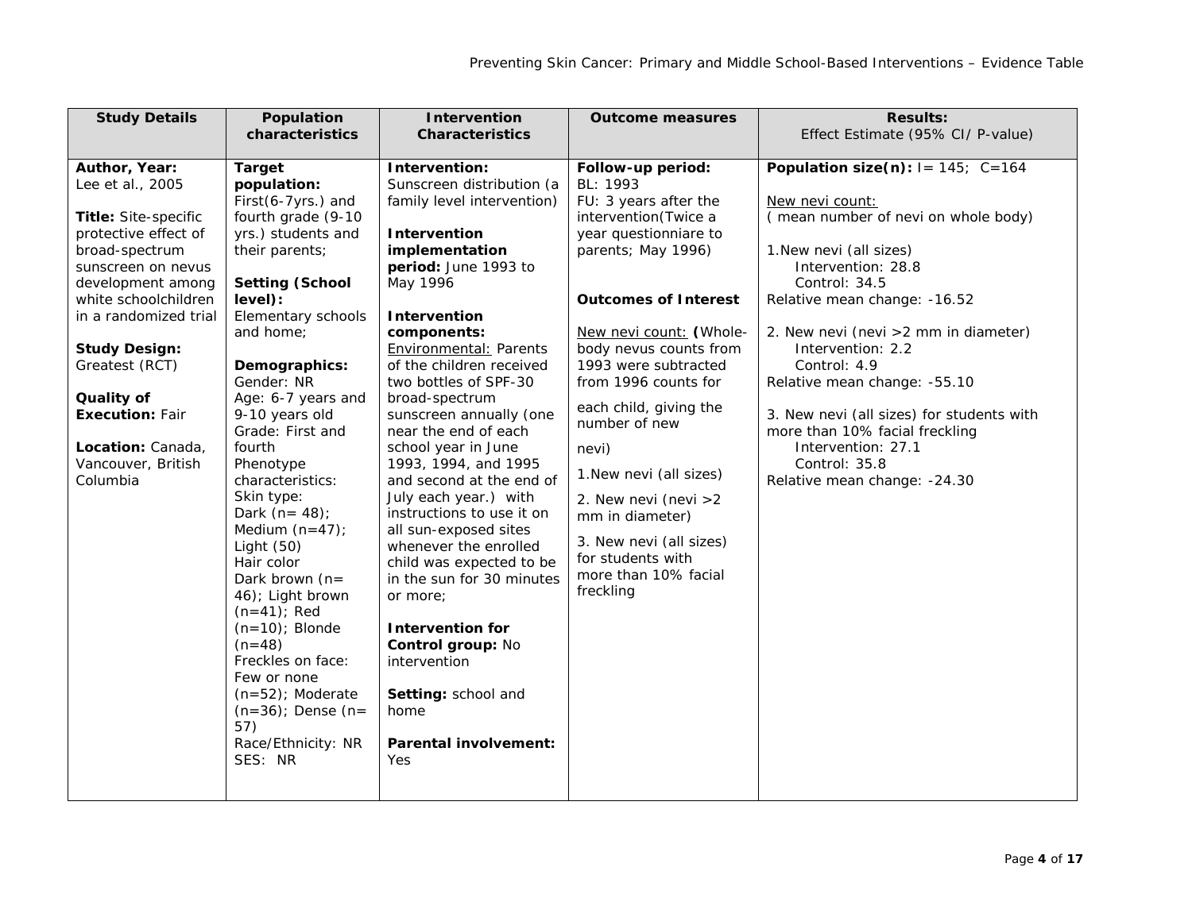| Study Details | Population characteristics | Intervention Characteristics | Outcome measures | Results: Effect Estimate (95% CI/ P-value) |
|---|---|---|---|---|
| **Author, Year:** Lee et al., 2005<br><br>**Title:** Site-specific protective effect of broad-spectrum sunscreen on nevus development among white schoolchildren in a randomized trial<br><br>**Study Design:** Greatest (RCT)<br><br>**Quality of Execution:** Fair<br><br>**Location:** Canada, Vancouver, British Columbia | **Target population:** First(6-7yrs.) and fourth grade (9-10 yrs.) students and their parents;<br><br>**Setting (School level):** Elementary schools and home;<br><br>**Demographics:** Gender: NR<br>Age: 6-7 years and 9-10 years old<br>Grade: First and fourth<br>Phenotype characteristics:<br>Skin type:<br>Dark (n= 48);<br>Medium (n=47);<br>Light (50)<br>Hair color<br>Dark brown (n= 46); Light brown (n=41); Red (n=10); Blonde (n=48)<br>Freckles on face:<br>Few or none (n=52); Moderate (n=36); Dense (n= 57)<br>Race/Ethnicity: NR<br>SES: NR | **Intervention:** Sunscreen distribution (a family level intervention)<br><br>**Intervention implementation period:** June 1993 to May 1996<br><br>**Intervention components:** Environmental: Parents of the children received two bottles of SPF-30 broad-spectrum sunscreen annually (one near the end of each school year in June 1993, 1994, and 1995 and second at the end of July each year.) with instructions to use it on all sun-exposed sites whenever the enrolled child was expected to be in the sun for 30 minutes or more;<br><br>**Intervention for Control group:** No intervention<br><br>**Setting:** school and home<br><br>**Parental involvement:** Yes | **Follow-up period:** BL: 1993<br>FU: 3 years after the intervention(Twice a year questionniare to parents; May 1996)<br><br>**Outcomes of Interest**<br><br>New nevi count: **(**Whole-body nevus counts from 1993 were subtracted from 1996 counts for each child, giving the number of new nevi)<br><br>1.New nevi (all sizes)<br><br>2. New nevi (nevi >2 mm in diameter)<br><br>3. New nevi (all sizes) for students with more than 10% facial freckling | **Population size(n):** I= 145; C=164<br><br>New nevi count:<br>( mean number of nevi on whole body)<br><br>1.New nevi (all sizes)<br>Intervention: 28.8<br>Control: 34.5<br>Relative mean change: -16.52<br><br>2. New nevi (nevi >2 mm in diameter)<br>Intervention: 2.2<br>Control: 4.9<br>Relative mean change: -55.10<br><br>3. New nevi (all sizes) for students with more than 10% facial freckling<br>Intervention: 27.1<br>Control: 35.8<br>Relative mean change: -24.30 |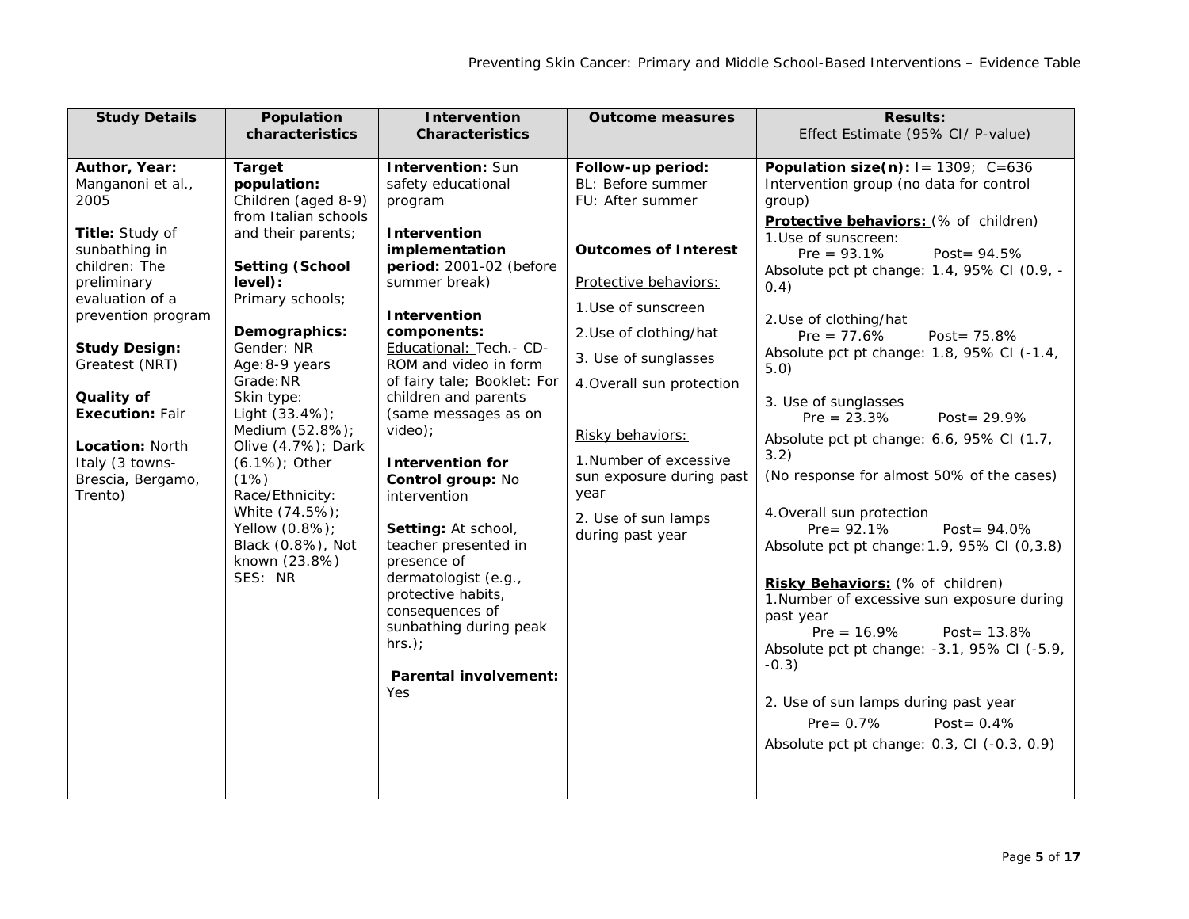| Study Details | Population characteristics | Intervention Characteristics | Outcome measures | Results: Effect Estimate (95% CI/ P-value) |
|---|---|---|---|---|
| **Author, Year:** Manganoni et al., 2005<br><br>**Title:** Study of sunbathing in children: The preliminary evaluation of a prevention program<br><br>**Study Design:** Greatest (NRT)<br><br>**Quality of Execution:** Fair<br><br>**Location:** North Italy (3 towns- Brescia, Bergamo, Trento) | **Target population:** Children (aged 8-9) from Italian schools and their parents;<br><br>**Setting (School level):** Primary schools;<br><br>**Demographics:** Gender: NR<br>Age: 8-9 years<br>Grade: NR<br>Skin type: Light (33.4%); Medium (52.8%); Olive (4.7%); Dark (6.1%); Other (1%)<br>Race/Ethnicity: White (74.5%); Yellow (0.8%); Black (0.8%), Not known (23.8%)<br>SES: NR | **Intervention:** Sun safety educational program<br><br>**Intervention implementation period:** 2001-02 (before summer break)<br><br>**Intervention components:** Educational: Tech.- CD-ROM and video in form of fairy tale; Booklet: For children and parents (same messages as on video);<br><br>**Intervention for Control group:** No intervention<br><br>**Setting:** At school, teacher presented in presence of dermatologist (e.g., protective habits, consequences of sunbathing during peak hrs.);<br><br>**Parental involvement:** Yes | **Follow-up period:** BL: Before summer<br>FU: After summer<br><br>**Outcomes of Interest**<br><br>Protective behaviors:<br>1. Use of sunscreen<br>2. Use of clothing/hat<br>3. Use of sunglasses<br>4. Overall sun protection<br><br>Risky behaviors:<br>1. Number of excessive sun exposure during past year<br>2. Use of sun lamps during past year | **Population size(n):** I= 1309; C=636<br>Intervention group (no data for control group)<br><br>**Protective behaviors:** (% of children)<br>1. Use of sunscreen:<br>Pre = 93.1% Post= 94.5%<br>Absolute pct pt change: 1.4, 95% CI (0.9, -0.4)<br><br>2. Use of clothing/hat<br>Pre = 77.6% Post= 75.8%<br>Absolute pct pt change: 1.8, 95% CI (-1.4, 5.0)<br><br>3. Use of sunglasses<br>Pre = 23.3% Post= 29.9%<br>Absolute pct pt change: 6.6, 95% CI (1.7, 3.2)<br>(No response for almost 50% of the cases)<br><br>4. Overall sun protection<br>Pre= 92.1% Post= 94.0%<br>Absolute pct pt change: 1.9, 95% CI (0,3.8)<br><br>**Risky Behaviors:** (% of children)<br>1. Number of excessive sun exposure during past year<br>Pre = 16.9% Post= 13.8%<br>Absolute pct pt change: -3.1, 95% CI (-5.9, -0.3)<br><br>2. Use of sun lamps during past year<br>Pre= 0.7% Post= 0.4%<br>Absolute pct pt change: 0.3, CI (-0.3, 0.9) |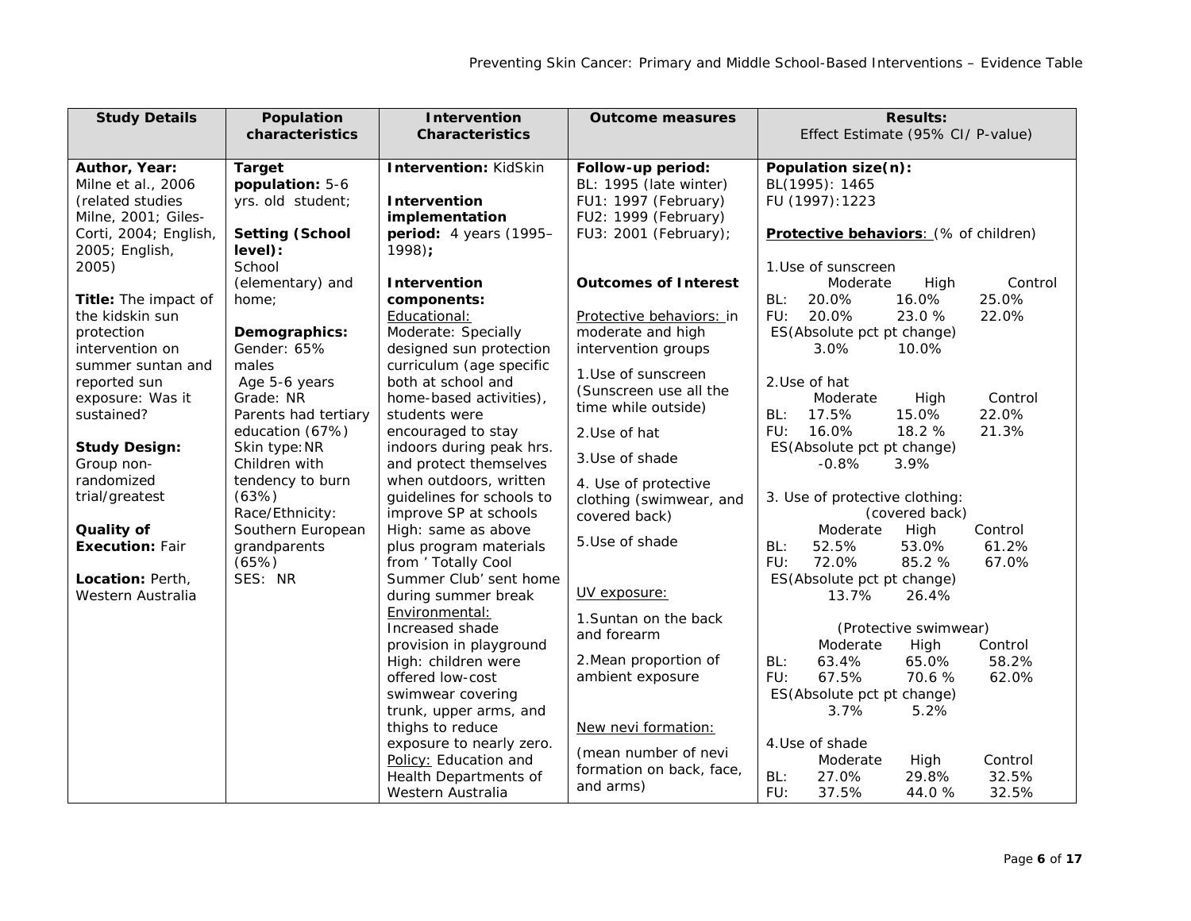| Study Details | Population characteristics | Intervention Characteristics | Outcome measures | Results: Effect Estimate (95% CI/ P-value) |
|---|---|---|---|---|
| **Author, Year:** Milne et al., 2006 (related studies Milne, 2001; Giles-Corti, 2004; English, 2005; English, 2005)<br><br>**Title:** The impact of the kidskin sun protection intervention on summer suntan and reported sun exposure: Was it sustained?<br><br>**Study Design:** Group non-randomized trial/greatest<br><br>**Quality of Execution:** Fair<br><br>**Location:** Perth, Western Australia | **Target population:** 5-6 yrs. old student;<br><br>**Setting (School level):** School (elementary) and home;<br><br>**Demographics:** Gender: 65% males<br>Age 5-6 years<br>Grade: NR<br>Parents had tertiary education (67%)<br>Skin type:NR<br>Children with tendency to burn (63%)<br>Race/Ethnicity: Southern European grandparents (65%)<br>SES: NR | **Intervention:** KidSkin<br><br>**Intervention implementation period:** 4 years (1995–1998)**;**<br><br>**Intervention components:**<br>Educational:<br>Moderate: Specially designed sun protection curriculum (age specific both at school and home-based activities), students were encouraged to stay indoors during peak hrs. and protect themselves when outdoors, written guidelines for schools to improve SP at schools<br>High: same as above plus program materials from ' Totally Cool Summer Club' sent home during summer break<br>Environmental:<br>Increased shade provision in playground<br>High: children were offered low-cost swimwear covering trunk, upper arms, and thighs to reduce exposure to nearly zero.<br>Policy: Education and Health Departments of Western Australia | **Follow-up period:**<br>BL: 1995 (late winter)<br>FU1: 1997 (February)<br>FU2: 1999 (February)<br>FU3: 2001 (February);<br><br>**Outcomes of Interest**<br><br>Protective behaviors: in moderate and high intervention groups<br><br>1.Use of sunscreen (Sunscreen use all the time while outside)<br><br>2.Use of hat<br><br>3.Use of shade<br><br>4. Use of protective clothing (swimwear, and covered back)<br><br>5.Use of shade<br><br>UV exposure:<br><br>1.Suntan on the back and forearm<br><br>2.Mean proportion of ambient exposure<br><br>New nevi formation:<br><br>(mean number of nevi formation on back, face, and arms) | **Population size(n):**<br>BL(1995): 1465<br>FU (1997):1223<br><br>**Protective behaviors**: (% of children)<br><br>1.Use of sunscreen<br>Moderate / High / Control<br>BL: 20.0% / 16.0% / 25.0%<br>FU: 20.0% / 23.0 % / 22.0%<br>ES(Absolute pct pt change)<br>3.0% / 10.0%<br><br>2.Use of hat<br>Moderate / High / Control<br>BL: 17.5% / 15.0% / 22.0%<br>FU: 16.0% / 18.2 % / 21.3%<br>ES(Absolute pct pt change)<br>-0.8% / 3.9%<br><br>3. Use of protective clothing:<br>(covered back)<br>Moderate / High / Control<br>BL: 52.5% / 53.0% / 61.2%<br>FU: 72.0% / 85.2 % / 67.0%<br>ES(Absolute pct pt change)<br>13.7% / 26.4%<br><br>(Protective swimwear)<br>Moderate / High / Control<br>BL: 63.4% / 65.0% / 58.2%<br>FU: 67.5% / 70.6 % / 62.0%<br>ES(Absolute pct pt change)<br>3.7% / 5.2%<br><br>4.Use of shade<br>Moderate / High / Control<br>BL: 27.0% / 29.8% / 32.5%<br>FU: 37.5% / 44.0 % / 32.5% |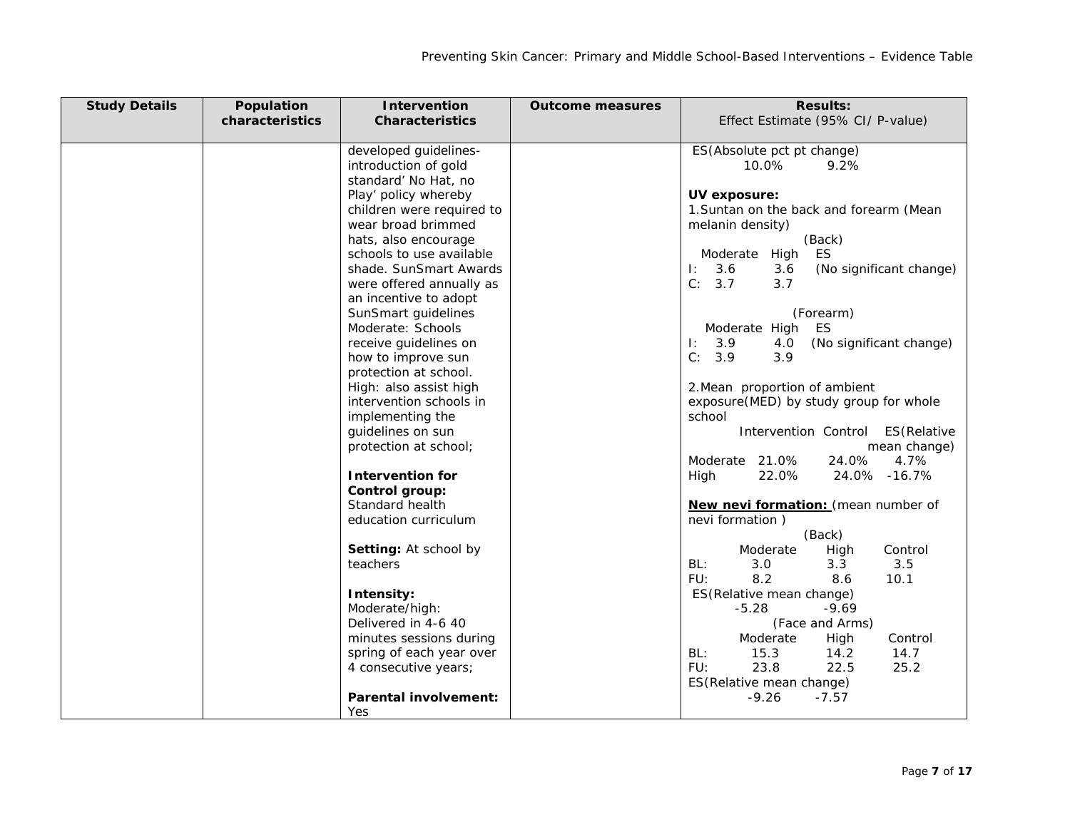| Study Details | Population characteristics | Intervention Characteristics | Outcome measures | Results: Effect Estimate (95% CI/ P-value) |
|---|---|---|---|---|
| | | developed guidelines-introduction of gold standard' No Hat, no Play' policy whereby children were required to wear broad brimmed hats, also encourage schools to use available shade. SunSmart Awards were offered annually as an incentive to adopt SunSmart guidelines<br>Moderate: Schools receive guidelines on how to improve sun protection at school.<br>High: also assist high intervention schools in implementing the guidelines on sun protection at school;<br><br>**Intervention for Control group:**<br>Standard health education curriculum<br><br>**Setting:** At school by teachers<br><br>**Intensity:**<br>Moderate/high:<br>Delivered in 4-6 40 minutes sessions during spring of each year over 4 consecutive years;<br><br>**Parental involvement:** Yes | | ES(Absolute pct pt change)<br>10.0% 9.2%<br><br>**UV exposure:**<br>1.Suntan on the back and forearm (Mean melanin density)<br>(Back)<br>Moderate High ES<br>I: 3.6 3.6 (No significant change)<br>C: 3.7 3.7<br><br>(Forearm)<br>Moderate High ES<br>I: 3.9 4.0 (No significant change)<br>C: 3.9 3.9<br><br>2.Mean proportion of ambient exposure(MED) by study group for whole school<br>Intervention Control ES(Relative mean change)<br>Moderate 21.0% 24.0% 4.7%<br>High 22.0% 24.0% -16.7%<br><br>**New nevi formation:** (mean number of nevi formation )<br>(Back)<br>Moderate High Control<br>BL: 3.0 3.3 3.5<br>FU: 8.2 8.6 10.1<br>ES(Relative mean change)<br>-5.28 -9.69<br>(Face and Arms)<br>Moderate High Control<br>BL: 15.3 14.2 14.7<br>FU: 23.8 22.5 25.2<br>ES(Relative mean change)<br>-9.26 -7.57 |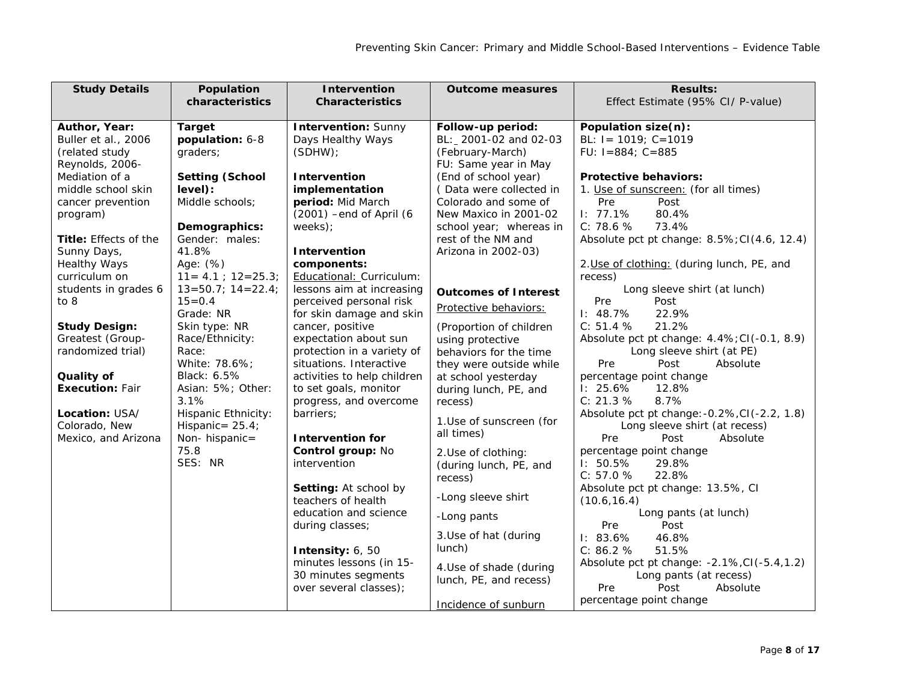| Study Details | Population characteristics | Intervention Characteristics | Outcome measures | Results: Effect Estimate (95% CI/ P-value) |
|---|---|---|---|---|
| **Author, Year:** Buller et al., 2006 (related study Reynolds, 2006- Mediation of a middle school skin cancer prevention program)<br><br>**Title:** Effects of the Sunny Days, Healthy Ways curriculum on students in grades 6 to 8<br><br>**Study Design:** Greatest (Group-randomized trial)<br><br>**Quality of Execution:** Fair<br><br>**Location:** USA/ Colorado, New Mexico, and Arizona | **Target population:** 6-8 graders;<br><br>**Setting (School level):** Middle schools;<br><br>**Demographics:** Gender: males: 41.8%<br>Age: (%)<br>11= 4.1 ; 12=25.3; 13=50.7; 14=22.4; 15=0.4<br>Grade: NR<br>Skin type: NR<br>Race/Ethnicity:<br>Race:<br>White: 78.6%;<br>Black: 6.5%<br>Asian: 5%; Other: 3.1%<br>Hispanic Ethnicity:<br>Hispanic= 25.4;<br>Non- hispanic= 75.8<br>SES: NR | **Intervention:** Sunny Days Healthy Ways (SDHW);<br><br>**Intervention implementation period:** Mid March (2001) –end of April (6 weeks);<br><br>**Intervention components:**<br>Educational: Curriculum: lessons aim at increasing perceived personal risk for skin damage and skin cancer, positive expectation about sun protection in a variety of situations. Interactive activities to help children to set goals, monitor progress, and overcome barriers;<br><br>**Intervention for Control group:** No intervention<br><br>**Setting:** At school by teachers of health education and science during classes;<br><br>**Intensity:** 6, 50 minutes lessons (in 15-30 minutes segments over several classes); | **Follow-up period:**<br>BL: 2001-02 and 02-03 (February-March)<br>FU: Same year in May (End of school year)<br>( Data were collected in Colorado and some of New Mexico in 2001-02 school year; whereas in rest of the NM and Arizona in 2002-03)<br><br>**Outcomes of Interest**<br>Protective behaviors:<br>(Proportion of children using protective behaviors for the time they were outside while at school yesterday during lunch, PE, and recess)<br>1.Use of sunscreen (for all times)<br>2.Use of clothing: (during lunch, PE, and recess)<br>-Long sleeve shirt<br>-Long pants<br>3.Use of hat (during lunch)<br>4.Use of shade (during lunch, PE, and recess)<br><br>Incidence of sunburn | **Population size(n):**<br>BL: I= 1019; C=1019<br>FU: I=884; C=885<br><br>**Protective behaviors:**<br>1. Use of sunscreen: (for all times)<br>Pre Post<br>I: 77.1% 80.4%<br>C: 78.6 % 73.4%<br>Absolute pct pt change: 8.5%;CI(4.6, 12.4)<br><br>2.Use of clothing: (during lunch, PE, and recess)<br>Long sleeve shirt (at lunch)<br>Pre Post<br>I: 48.7% 22.9%<br>C: 51.4 % 21.2%<br>Absolute pct pt change: 4.4%;CI(-0.1, 8.9)<br>Long sleeve shirt (at PE)<br>Pre Post Absolute percentage point change<br>I: 25.6% 12.8%<br>C: 21.3 % 8.7%<br>Absolute pct pt change:-0.2%,CI(-2.2, 1.8)<br>Long sleeve shirt (at recess)<br>Pre Post Absolute percentage point change<br>I: 50.5% 29.8%<br>C: 57.0 % 22.8%<br>Absolute pct pt change: 13.5%, CI (10.6,16.4)<br>Long pants (at lunch)<br>Pre Post<br>I: 83.6% 46.8%<br>C: 86.2 % 51.5%<br>Absolute pct pt change: -2.1%,CI(-5.4,1.2)<br>Long pants (at recess)<br>Pre Post Absolute percentage point change |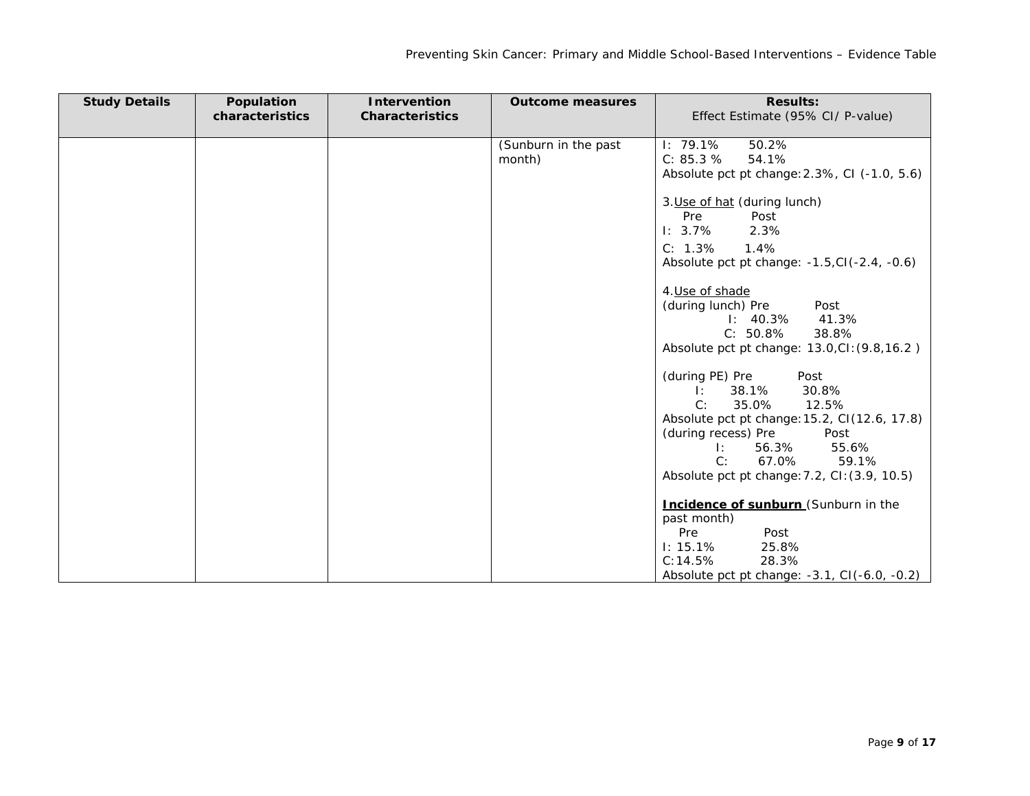| Study Details | Population characteristics | Intervention Characteristics | Outcome measures | Results:<br>Effect Estimate (95% CI/ P-value) |
|---|---|---|---|---|
| | | | (Sunburn in the past month) | I: 79.1% 50.2%<br>C: 85.3 % 54.1%<br>Absolute pct pt change:2.3%, CI (-1.0, 5.6)<br><br>3.<u>Use of hat</u> (during lunch)<br>Pre Post<br>I: 3.7% 2.3%<br>C: 1.3% 1.4%<br>Absolute pct pt change: -1.5,CI(-2.4, -0.6)<br><br>4.<u>Use of shade</u><br>(during lunch) Pre Post<br>I: 40.3% 41.3%<br>C: 50.8% 38.8%<br>Absolute pct pt change: 13.0,CI:(9.8,16.2 )<br><br>(during PE) Pre Post<br>I: 38.1% 30.8%<br>C: 35.0% 12.5%<br>Absolute pct pt change:15.2, CI(12.6, 17.8)<br>(during recess) Pre Post<br>I: 56.3% 55.6%<br>C: 67.0% 59.1%<br>Absolute pct pt change:7.2, CI:(3.9, 10.5)<br><br>**<u>Incidence of sunburn</u>** (Sunburn in the past month)<br>Pre Post<br>I: 15.1% 25.8%<br>C:14.5% 28.3%<br>Absolute pct pt change: -3.1, CI(-6.0, -0.2) |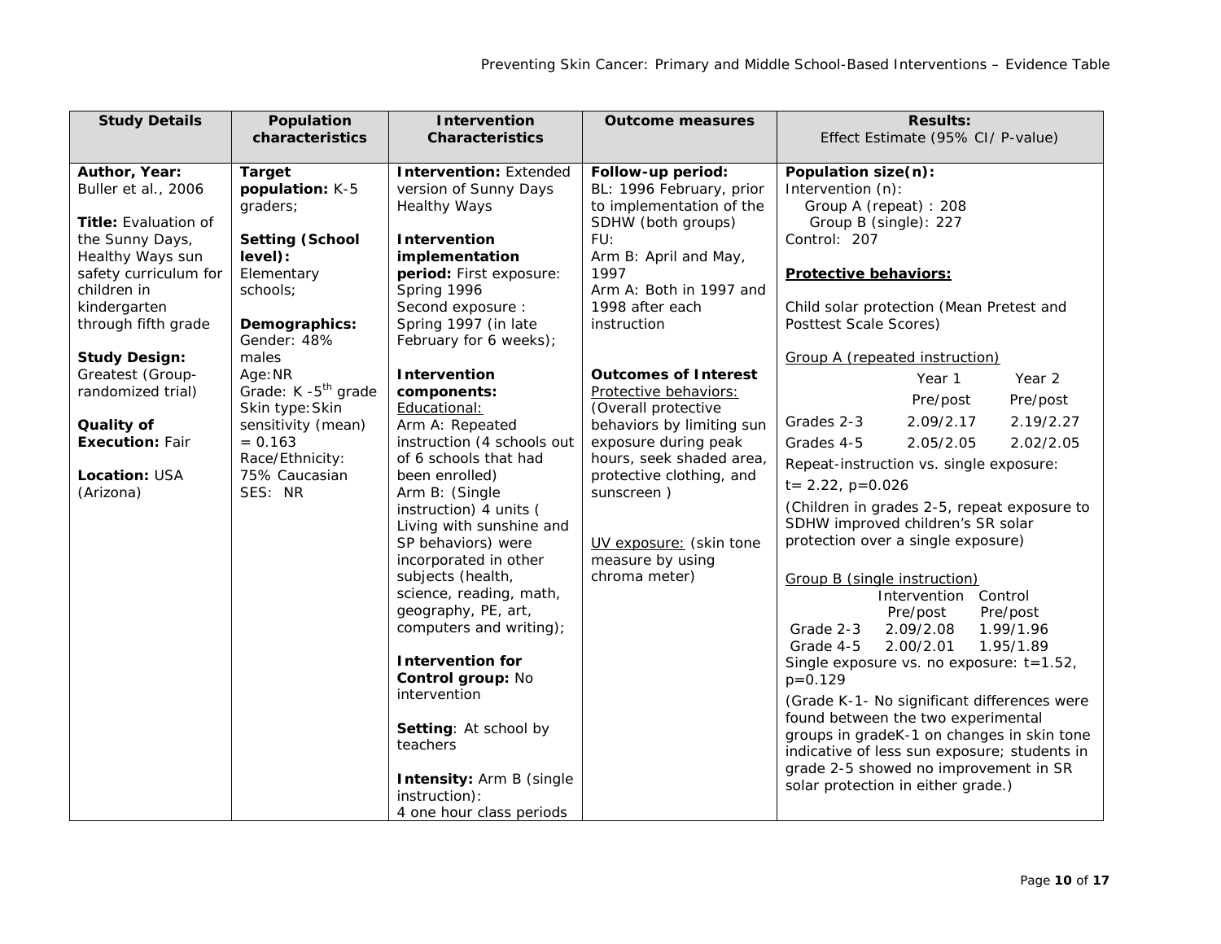| Study Details | Population characteristics | Intervention Characteristics | Outcome measures | Results: Effect Estimate (95% CI/ P-value) |
|---|---|---|---|---|
| **Author, Year:** Buller et al., 2006<br><br>**Title:** Evaluation of the Sunny Days, Healthy Ways sun safety curriculum for children in kindergarten through fifth grade<br><br>**Study Design:** Greatest (Group-randomized trial)<br><br>**Quality of Execution:** Fair<br><br>**Location:** USA (Arizona) | **Target population:** K-5 graders;<br><br>**Setting (School level):** Elementary schools;<br><br>**Demographics:** Gender: 48% males<br>Age: NR<br>Grade: K -5th grade<br>Skin type: Skin sensitivity (mean) = 0.163<br>Race/Ethnicity: 75% Caucasian<br>SES: NR | **Intervention:** Extended version of Sunny Days Healthy Ways<br><br>**Intervention implementation period:** First exposure: Spring 1996<br>Second exposure : Spring 1997 (in late February for 6 weeks);<br><br>**Intervention components:**<br>Educational:<br>Arm A: Repeated instruction (4 schools out of 6 schools that had been enrolled)<br>Arm B: (Single instruction) 4 units ( Living with sunshine and SP behaviors) were incorporated in other subjects (health, science, reading, math, geography, PE, art, computers and writing);<br><br>**Intervention for Control group:** No intervention<br><br>**Setting**: At school by teachers<br><br>**Intensity:** Arm B (single instruction):<br>4 one hour class periods | **Follow-up period:**<br>BL: 1996 February, prior to implementation of the SDHW (both groups)<br>FU:<br>Arm B: April and May, 1997<br>Arm A: Both in 1997 and 1998 after each instruction<br><br>**Outcomes of Interest**<br>Protective behaviors:<br>(Overall protective behaviors by limiting sun exposure during peak hours, seek shaded area, protective clothing, and sunscreen )<br><br>UV exposure: (skin tone measure by using chroma meter) | **Population size(n):**<br>Intervention (n):<br>Group A (repeat) : 208<br>Group B (single): 227<br>Control: 207<br><br>**Protective behaviors:**<br><br>Child solar protection (Mean Pretest and Posttest Scale Scores)<br><br>Group A (repeated instruction)<br>Year 1 Pre/post; Year 2 Pre/post<br>Grades 2-3: 2.09/2.17; 2.19/2.27<br>Grades 4-5: 2.05/2.05; 2.02/2.05<br>Repeat-instruction vs. single exposure:<br>t= 2.22, p=0.026<br>(Children in grades 2-5, repeat exposure to SDHW improved children's SR solar protection over a single exposure)<br><br>Group B (single instruction)<br>Intervention Pre/post; Control Pre/post<br>Grade 2-3: 2.09/2.08; 1.99/1.96<br>Grade 4-5: 2.00/2.01; 1.95/1.89<br>Single exposure vs. no exposure: t=1.52, p=0.129<br>(Grade K-1- No significant differences were found between the two experimental groups in gradeK-1 on changes in skin tone indicative of less sun exposure; students in grade 2-5 showed no improvement in SR solar protection in either grade.) |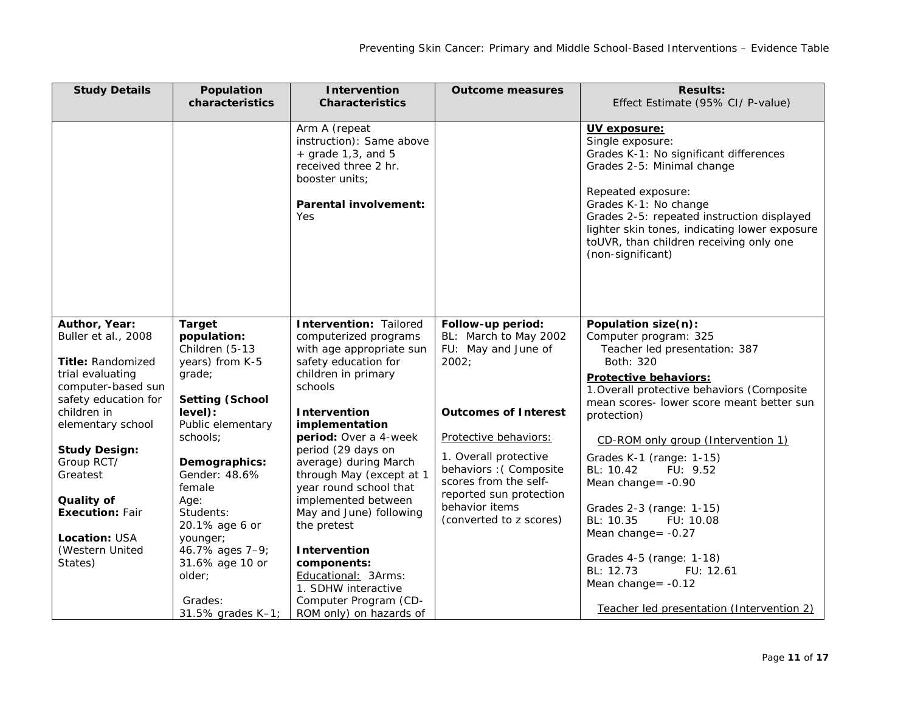| Study Details | Population characteristics | Intervention Characteristics | Outcome measures | Results: Effect Estimate (95% CI/ P-value) |
|---|---|---|---|---|
| | | Arm A (repeat instruction): Same above + grade 1,3, and 5 received three 2 hr. booster units;<br><br>**Parental involvement:** Yes | | **UV exposure:**<br>Single exposure:<br>Grades K-1: No significant differences<br>Grades 2-5: Minimal change<br><br>Repeated exposure:<br>Grades K-1: No change<br>Grades 2-5: repeated instruction displayed lighter skin tones, indicating lower exposure toUVR, than children receiving only one (non-significant) |
| **Author, Year:** Buller et al., 2008<br><br>**Title:** Randomized trial evaluating computer-based sun safety education for children in elementary school<br><br>**Study Design:** Group RCT/ Greatest<br><br>**Quality of Execution:** Fair<br><br>**Location:** USA (Western United States) | **Target population:** Children (5-13 years) from K-5 grade;<br><br>**Setting (School level):** Public elementary schools;<br><br>**Demographics:** Gender: 48.6% female<br>Age:<br>Students:<br>20.1% age 6 or younger;<br>46.7% ages 7–9;<br>31.6% age 10 or older;<br><br>Grades:<br>31.5% grades K–1; | **Intervention:** Tailored computerized programs with age appropriate sun safety education for children in primary schools<br><br>**Intervention implementation period:** Over a 4-week period (29 days on average) during March through May (except at 1 year round school that implemented between May and June) following the pretest<br><br>**Intervention components:**<br>Educational: 3Arms:<br>1. SDHW interactive Computer Program (CD-ROM only) on hazards of | **Follow-up period:**<br>BL: March to May 2002<br>FU: May and June of 2002;<br><br>**Outcomes of Interest**<br><br>Protective behaviors:<br><br>1. Overall protective behaviors :( Composite scores from the self-reported sun protection behavior items (converted to z scores) | **Population size(n):**<br>Computer program: 325<br>Teacher led presentation: 387<br>Both: 320<br><br>**Protective behaviors:**<br>1.Overall protective behaviors (Composite mean scores- lower score meant better sun protection)<br><br>CD-ROM only group (Intervention 1)<br><br>Grades K-1 (range: 1-15)<br>BL: 10.42 FU: 9.52<br>Mean change= -0.90<br><br>Grades 2-3 (range: 1-15)<br>BL: 10.35 FU: 10.08<br>Mean change= -0.27<br><br>Grades 4-5 (range: 1-18)<br>BL: 12.73 FU: 12.61<br>Mean change= -0.12<br><br>Teacher led presentation (Intervention 2) |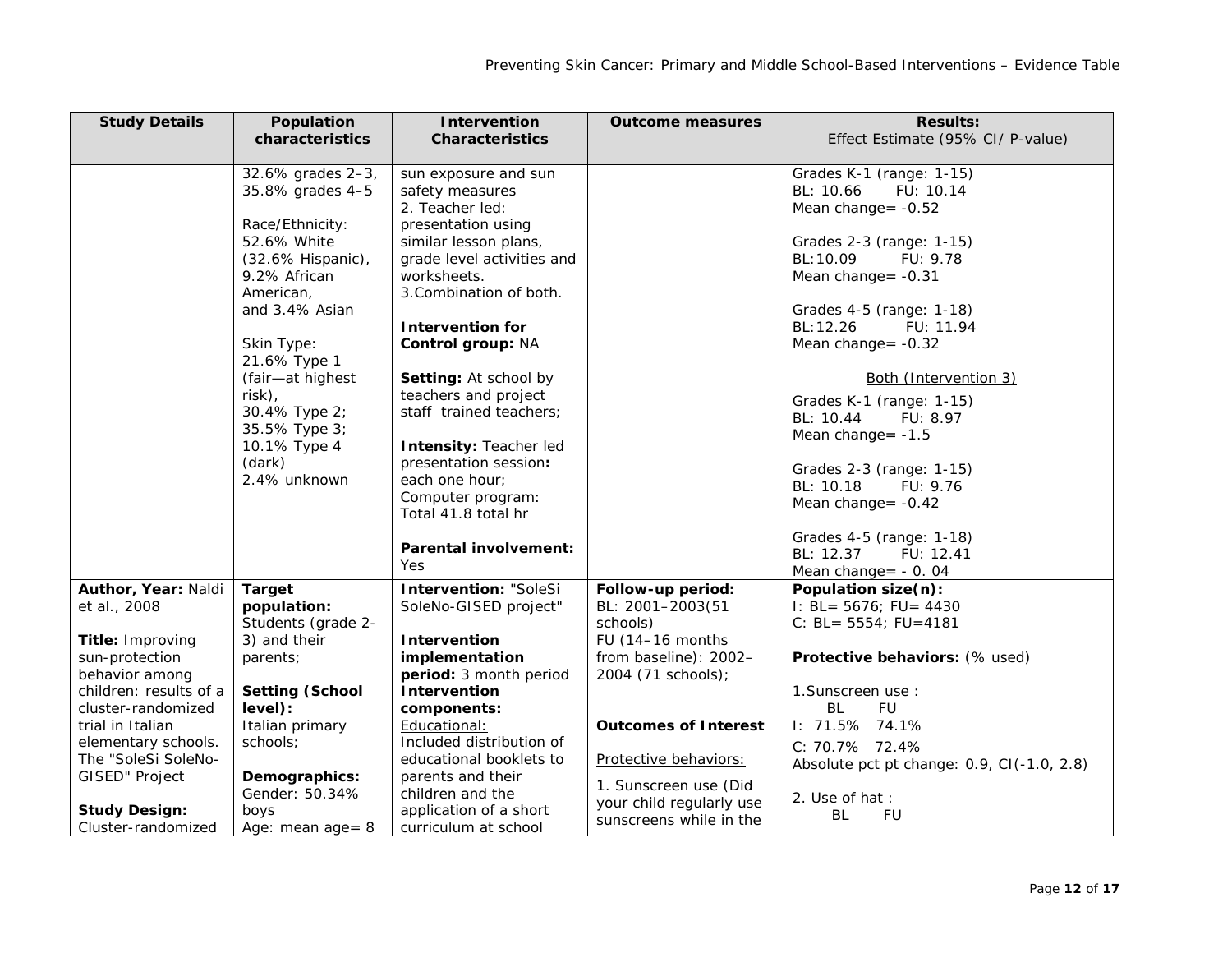| Study Details | Population characteristics | Intervention Characteristics | Outcome measures | Results: Effect Estimate (95% CI/ P-value) |
|---|---|---|---|---|
| | 32.6% grades 2–3, 35.8% grades 4–5<br><br>Race/Ethnicity: 52.6% White (32.6% Hispanic), 9.2% African American, and 3.4% Asian<br><br>Skin Type: 21.6% Type 1 (fair—at highest risk), 30.4% Type 2; 35.5% Type 3; 10.1% Type 4 (dark) 2.4% unknown | sun exposure and sun safety measures<br>2. Teacher led: presentation using similar lesson plans, grade level activities and worksheets.<br>3.Combination of both.<br><br>**Intervention for Control group:** NA<br><br>**Setting:** At school by teachers and project staff trained teachers;<br><br>**Intensity:** Teacher led presentation session**:** each one hour; Computer program: Total 41.8 total hr<br><br>**Parental involvement:** Yes | | Grades K-1 (range: 1-15)<br>BL: 10.66 FU: 10.14<br>Mean change= -0.52<br><br>Grades 2-3 (range: 1-15)<br>BL:10.09 FU: 9.78<br>Mean change= -0.31<br><br>Grades 4-5 (range: 1-18)<br>BL:12.26 FU: 11.94<br>Mean change= -0.32<br><br>Both (Intervention 3)<br><br>Grades K-1 (range: 1-15)<br>BL: 10.44 FU: 8.97<br>Mean change= -1.5<br><br>Grades 2-3 (range: 1-15)<br>BL: 10.18 FU: 9.76<br>Mean change= -0.42<br><br>Grades 4-5 (range: 1-18)<br>BL: 12.37 FU: 12.41<br>Mean change= - 0. 04 |
| **Author, Year:** Naldi et al., 2008<br><br>**Title:** Improving sun-protection behavior among children: results of a cluster-randomized trial in Italian elementary schools. The "SoleSi SoleNo-GISED" Project<br><br>**Study Design:** Cluster-randomized | **Target population:** Students (grade 2-3) and their parents;<br><br>**Setting (School level):** Italian primary schools;<br><br>**Demographics:** Gender: 50.34% boys<br>Age: mean age= 8 | **Intervention:** "SoleSi SoleNo-GISED project"<br><br>**Intervention implementation period:** 3 month period<br>**Intervention components:**<br>Educational:<br>Included distribution of educational booklets to parents and their children and the application of a short curriculum at school | **Follow-up period:** BL: 2001–2003(51 schools)<br>FU (14–16 months from baseline): 2002–2004 (71 schools);<br><br>**Outcomes of Interest**<br><br>Protective behaviors:<br><br>1. Sunscreen use (Did your child regularly use sunscreens while in the | **Population size(n):**<br>I: BL= 5676; FU= 4430<br>C: BL= 5554; FU=4181<br><br>**Protective behaviors:** (% used)<br><br>1.Sunscreen use :<br>BL FU<br>I: 71.5% 74.1%<br>C: 70.7% 72.4%<br>Absolute pct pt change: 0.9, CI(-1.0, 2.8)<br><br>2. Use of hat :<br>BL FU |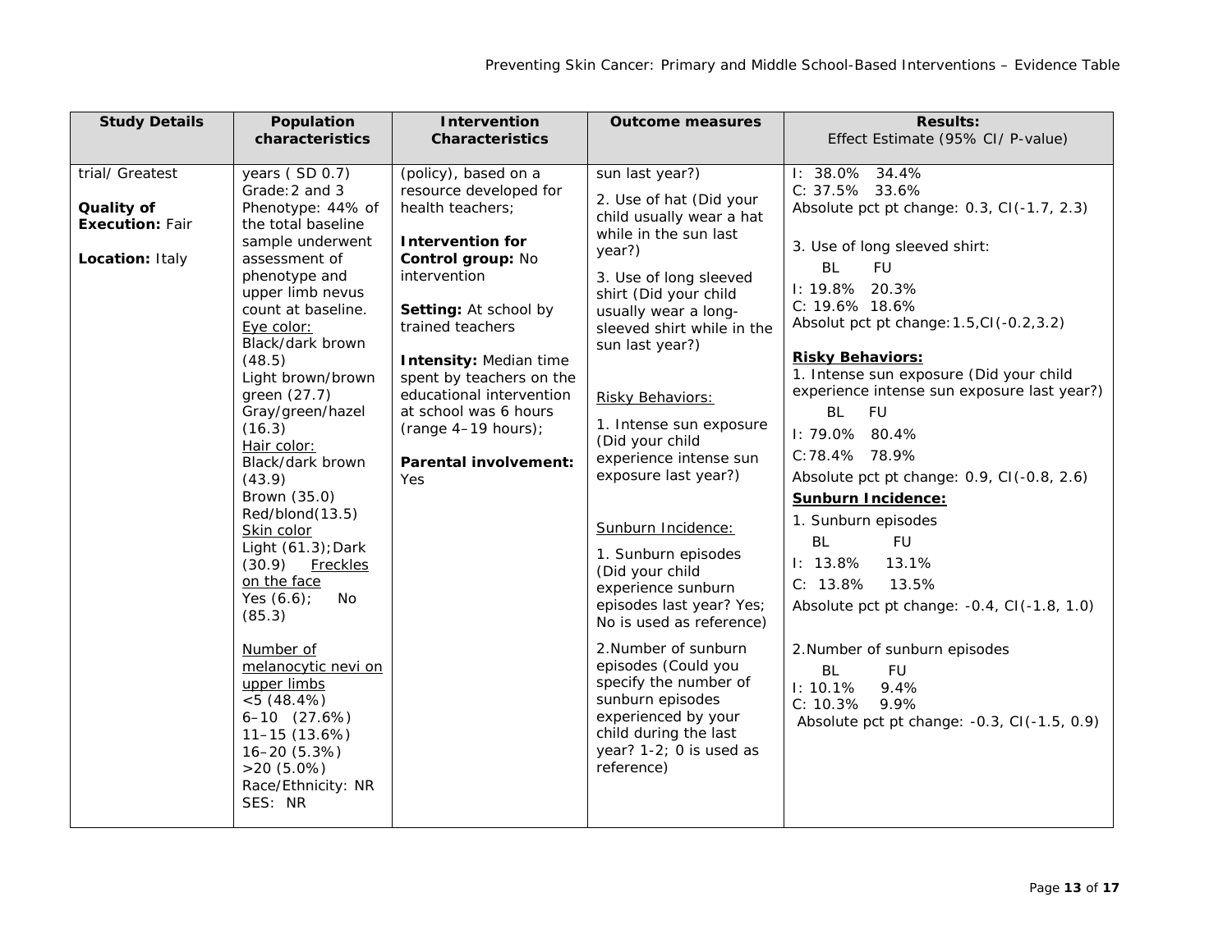| Study Details | Population characteristics | Intervention Characteristics | Outcome measures | Results: Effect Estimate (95% CI/ P-value) |
|---|---|---|---|---|
| trial/ Greatest<br><br>**Quality of Execution:** Fair<br><br>**Location:** Italy | years ( SD 0.7)<br>Grade:2 and 3<br>Phenotype: 44% of the total baseline sample underwent assessment of phenotype and upper limb nevus count at baseline.<br>Eye color:<br>Black/dark brown (48.5)<br>Light brown/brown green (27.7)<br>Gray/green/hazel (16.3)<br>Hair color:<br>Black/dark brown (43.9)<br>Brown (35.0)<br>Red/blond(13.5)<br>Skin color<br>Light (61.3);Dark (30.9) Freckles on the face<br>Yes (6.6); No (85.3)<br><br>Number of melanocytic nevi on upper limbs<br><5 (48.4%)<br>6–10 (27.6%)<br>11–15 (13.6%)<br>16–20 (5.3%)<br>>20 (5.0%)<br>Race/Ethnicity: NR<br>SES: NR | (policy), based on a resource developed for health teachers;<br><br>**Intervention for Control group:** No intervention<br><br>**Setting:** At school by trained teachers<br><br>**Intensity:** Median time spent by teachers on the educational intervention at school was 6 hours (range 4–19 hours);<br><br>**Parental involvement:** Yes | sun last year?)<br>2. Use of hat (Did your child usually wear a hat while in the sun last year?)<br>3. Use of long sleeved shirt (Did your child usually wear a long-sleeved shirt while in the sun last year?)<br><br>Risky Behaviors:<br>1. Intense sun exposure (Did your child experience intense sun exposure last year?)<br><br>Sunburn Incidence:<br>1. Sunburn episodes (Did your child experience sunburn episodes last year? Yes; No is used as reference)<br>2.Number of sunburn episodes (Could you specify the number of sunburn episodes experienced by your child during the last year? 1-2; 0 is used as reference) | I: 38.0% 34.4%<br>C: 37.5% 33.6%<br>Absolute pct pt change: 0.3, CI(-1.7, 2.3)<br><br>3. Use of long sleeved shirt:<br>BL FU<br>I: 19.8% 20.3%<br>C: 19.6% 18.6%<br>Absolut pct pt change:1.5,CI(-0.2,3.2)<br><br>**Risky Behaviors:**<br>1. Intense sun exposure (Did your child experience intense sun exposure last year?)<br>BL FU<br>I: 79.0% 80.4%<br>C:78.4% 78.9%<br>Absolute pct pt change: 0.9, CI(-0.8, 2.6)<br>**Sunburn Incidence:**<br>1. Sunburn episodes<br>BL FU<br>I: 13.8% 13.1%<br>C: 13.8% 13.5%<br>Absolute pct pt change: -0.4, CI(-1.8, 1.0)<br><br>2.Number of sunburn episodes<br>BL FU<br>I: 10.1% 9.4%<br>C: 10.3% 9.9%<br>Absolute pct pt change: -0.3, CI(-1.5, 0.9) |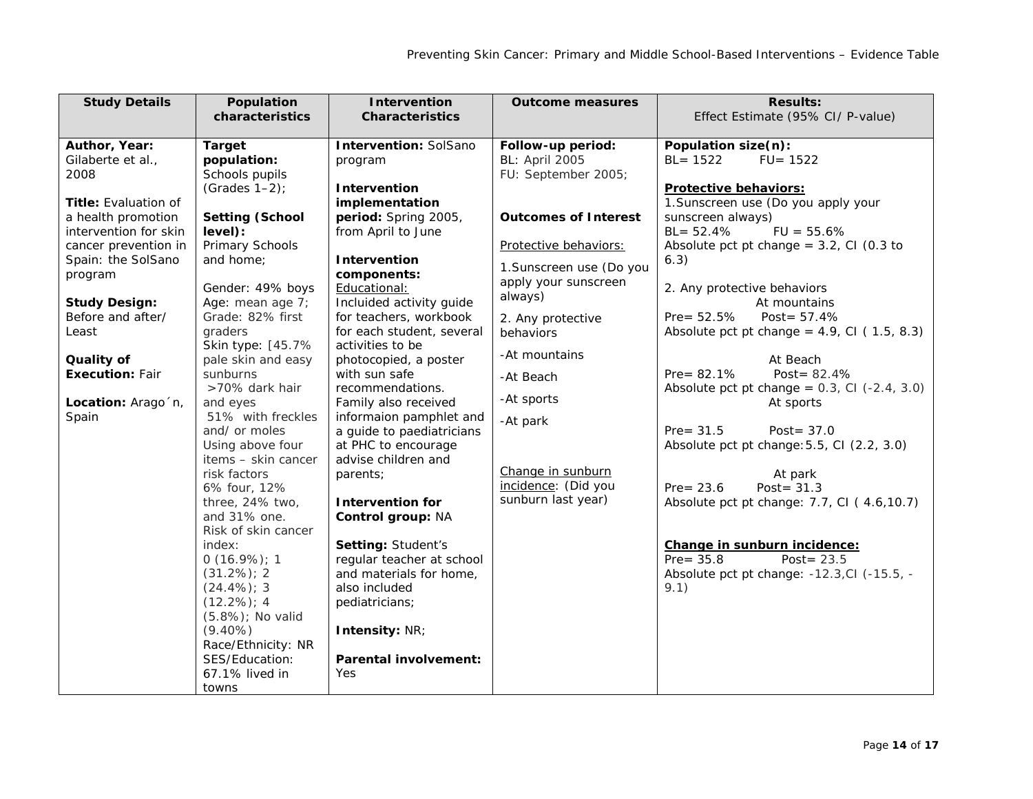| Study Details | Population characteristics | Intervention Characteristics | Outcome measures | Results: Effect Estimate (95% CI/ P-value) |
|---|---|---|---|---|
| **Author, Year:** Gilaberte et al., 2008<br><br>**Title:** Evaluation of a health promotion intervention for skin cancer prevention in Spain: the SolSano program<br><br>**Study Design:** Before and after/ Least<br><br>**Quality of Execution:** Fair<br><br>**Location:** Arago´n, Spain | **Target population:** Schools pupils (Grades 1–2);<br><br>**Setting (School level):** Primary Schools and home;<br><br>Gender: 49% boys<br>Age: mean age 7;<br>Grade: 82% first graders<br>Skin type: [45.7% pale skin and easy sunburns<br>>70% dark hair and eyes<br>51% with freckles and/ or moles<br>Using above four items – skin cancer risk factors<br>6% four, 12% three, 24% two, and 31% one.<br>Risk of skin cancer index:<br>0 (16.9%); 1 (31.2%); 2 (24.4%); 3 (12.2%); 4 (5.8%); No valid (9.40%)<br>Race/Ethnicity: NR<br>SES/Education: 67.1% lived in towns | **Intervention:** SolSano program<br><br>**Intervention implementation period:** Spring 2005, from April to June<br><br>**Intervention components:**<br>Educational:<br>Incluided activity guide for teachers, workbook for each student, several activities to be photocopied, a poster with sun safe recommendations.<br>Family also received informaion pamphlet and a guide to paediatricians at PHC to encourage advise children and parents;<br><br>**Intervention for Control group:** NA<br><br>**Setting:** Student's regular teacher at school and materials for home, also included pediatricians;<br><br>**Intensity:** NR;<br><br>**Parental involvement:** Yes | **Follow-up period:**<br>BL: April 2005<br>FU: September 2005;<br><br>**Outcomes of Interest**<br><br>Protective behaviors:<br><br>1.Sunscreen use (Do you apply your sunscreen always)<br><br>2. Any protective behaviors<br><br>-At mountains<br><br>-At Beach<br><br>-At sports<br><br>-At park<br><br>Change in sunburn incidence: (Did you sunburn last year) | **Population size(n):**<br>BL= 1522 FU= 1522<br><br>**Protective behaviors:**<br>1.Sunscreen use (Do you apply your sunscreen always)<br>BL= 52.4% FU = 55.6%<br>Absolute pct pt change = 3.2, CI (0.3 to 6.3)<br><br>2. Any protective behaviors<br>At mountains<br>Pre= 52.5% Post= 57.4%<br>Absolute pct pt change = 4.9, CI ( 1.5, 8.3)<br><br>At Beach<br>Pre= 82.1% Post= 82.4%<br>Absolute pct pt change = 0.3, CI (-2.4, 3.0)<br>At sports<br><br>Pre= 31.5 Post= 37.0<br>Absolute pct pt change:5.5, CI (2.2, 3.0)<br><br>At park<br>Pre= 23.6 Post= 31.3<br>Absolute pct pt change: 7.7, CI ( 4.6,10.7)<br><br>**Change in sunburn incidence:**<br>Pre= 35.8 Post= 23.5<br>Absolute pct pt change: -12.3,CI (-15.5, -9.1) |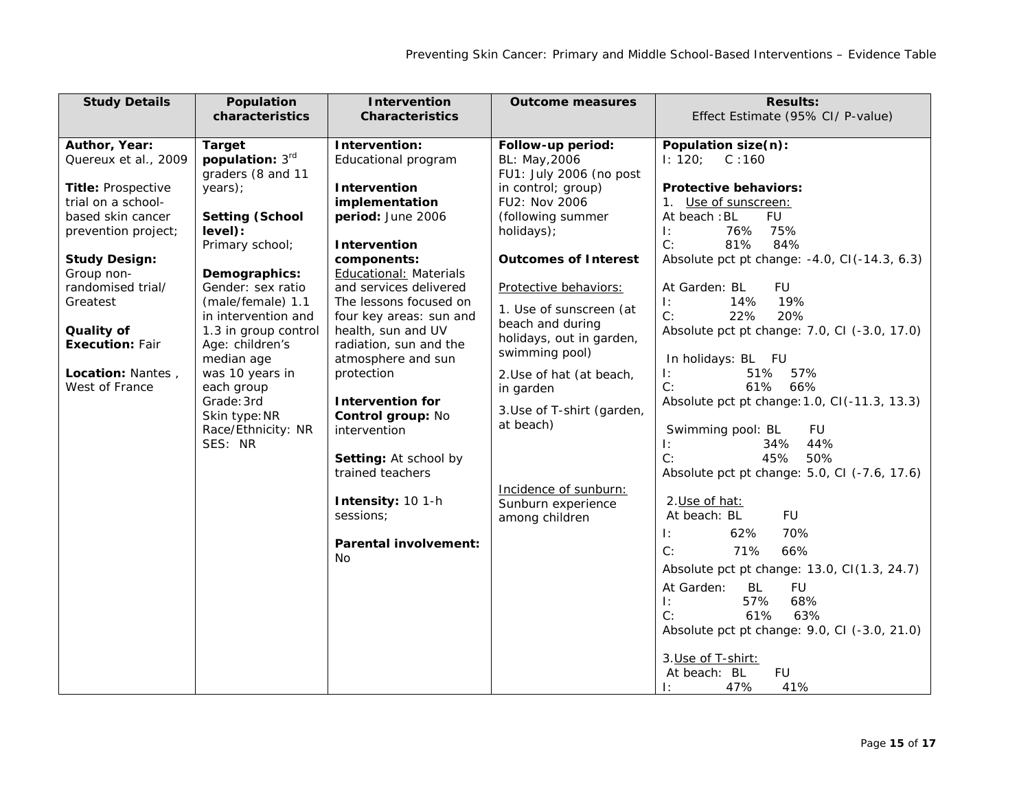| Study Details | Population characteristics | Intervention Characteristics | Outcome measures | Results: Effect Estimate (95% CI/ P-value) |
|---|---|---|---|---|
| **Author, Year:** Quereux et al., 2009<br><br>**Title:** Prospective trial on a school-based skin cancer prevention project;<br><br>**Study Design:** Group non-randomised trial/ Greatest<br><br>**Quality of Execution:** Fair<br><br>**Location:** Nantes , West of France | **Target population:** 3rd graders (8 and 11 years);<br><br>**Setting (School level):** Primary school;<br><br>**Demographics:** Gender: sex ratio (male/female) 1.1 in intervention and 1.3 in group control<br>Age: children's median age was 10 years in each group<br>Grade: 3rd<br>Skin type: NR<br>Race/Ethnicity: NR<br>SES: NR | **Intervention:** Educational program<br><br>**Intervention implementation period:** June 2006<br><br>**Intervention components:** Educational: Materials and services delivered The lessons focused on four key areas: sun and health, sun and UV radiation, sun and the atmosphere and sun protection<br><br>**Intervention for Control group:** No intervention<br><br>**Setting:** At school by trained teachers<br><br>**Intensity:** 10 1-h sessions;<br><br>**Parental involvement:** No | **Follow-up period:** BL: May,2006<br>FU1: July 2006 (no post in control; group)<br>FU2: Nov 2006 (following summer holidays);<br><br>**Outcomes of Interest**<br><br>Protective behaviors:<br><br>1. Use of sunscreen (at beach and during holidays, out in garden, swimming pool)<br><br>2.Use of hat (at beach, in garden<br><br>3.Use of T-shirt (garden, at beach)<br><br>Incidence of sunburn: Sunburn experience among children | **Population size(n):** I: 120; C :160<br><br>**Protective behaviors:**<br>1. Use of sunscreen:<br>At beach : BL FU<br>I: 76% 75%<br>C: 81% 84%<br>Absolute pct pt change: -4.0, CI(-14.3, 6.3)<br><br>At Garden: BL FU<br>I: 14% 19%<br>C: 22% 20%<br>Absolute pct pt change: 7.0, CI (-3.0, 17.0)<br><br>In holidays: BL FU<br>I: 51% 57%<br>C: 61% 66%<br>Absolute pct pt change: 1.0, CI(-11.3, 13.3)<br><br>Swimming pool: BL FU<br>I: 34% 44%<br>C: 45% 50%<br>Absolute pct pt change: 5.0, CI (-7.6, 17.6)<br><br>2.Use of hat:<br>At beach: BL FU<br>I: 62% 70%<br>C: 71% 66%<br>Absolute pct pt change: 13.0, CI(1.3, 24.7)<br><br>At Garden: BL FU<br>I: 57% 68%<br>C: 61% 63%<br>Absolute pct pt change: 9.0, CI (-3.0, 21.0)<br><br>3.Use of T-shirt:<br>At beach: BL FU<br>I: 47% 41% |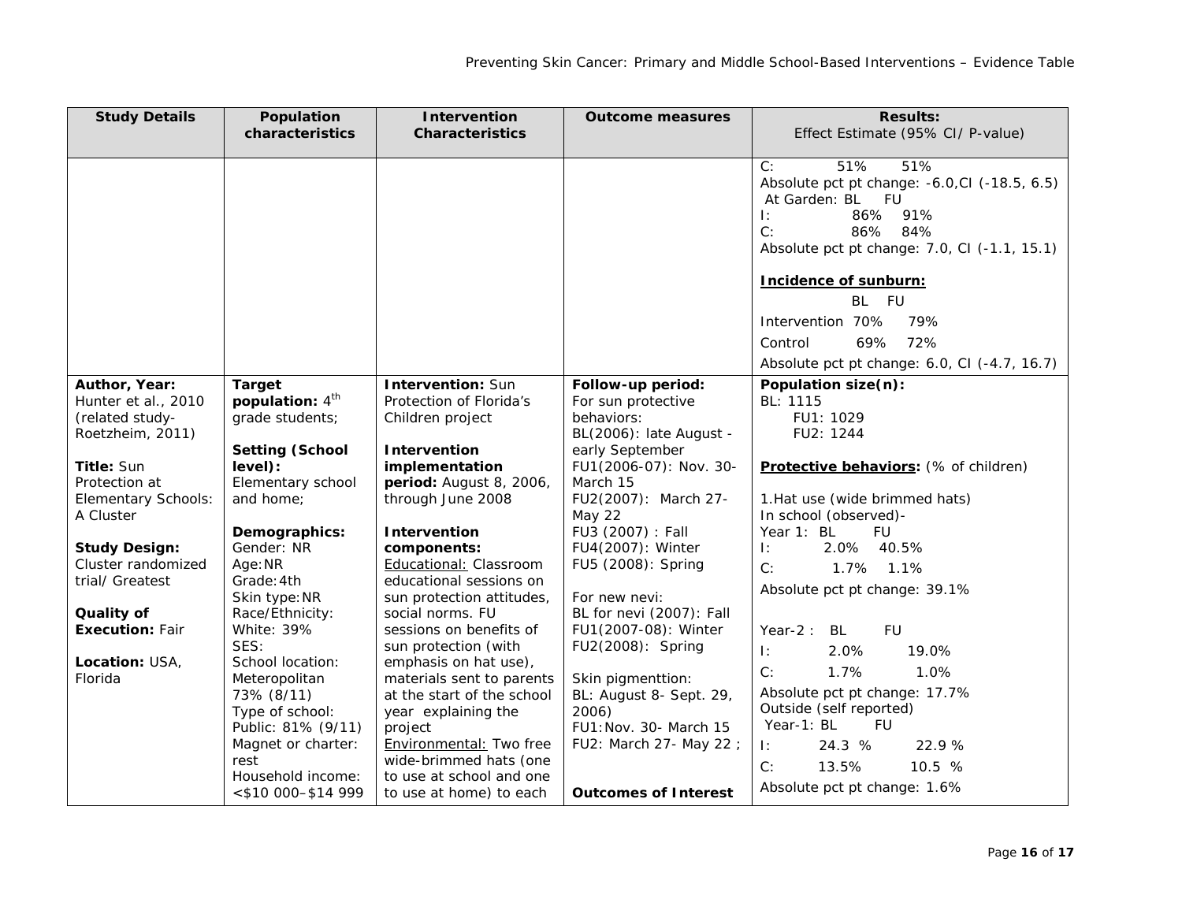| Study Details | Population characteristics | Intervention Characteristics | Outcome measures | Results: Effect Estimate (95% CI/ P-value) |
|---|---|---|---|---|
| | | | | C: 51% 51%<br>Absolute pct pt change: -6.0,CI (-18.5, 6.5)<br>At Garden: BL FU<br>I: 86% 91%<br>C: 86% 84%<br>Absolute pct pt change: 7.0, CI (-1.1, 15.1)<br><br>**Incidence of sunburn:**<br>BL FU<br>Intervention 70% 79%<br>Control 69% 72%<br>Absolute pct pt change: 6.0, CI (-4.7, 16.7) |
| **Author, Year:** Hunter et al., 2010 (related study- Roetzheim, 2011)<br><br>**Title:** Sun Protection at Elementary Schools: A Cluster<br><br>**Study Design:** Cluster randomized trial/ Greatest<br><br>**Quality of Execution:** Fair<br><br>**Location:** USA, Florida | **Target population:** 4th grade students;<br><br>**Setting (School level):** Elementary school and home;<br><br>**Demographics:**<br>Gender: NR<br>Age:NR<br>Grade:4th<br>Skin type:NR<br>Race/Ethnicity:<br>White: 39%<br>SES:<br>School location:<br>Meteropolitan 73% (8/11)<br>Type of school:<br>Public: 81% (9/11)<br>Magnet or charter: rest<br>Household income: <$10 000–$14 999 | **Intervention:** Sun Protection of Florida's Children project<br><br>**Intervention implementation period:** August 8, 2006, through June 2008<br><br>**Intervention components:**<br><u>Educational:</u> Classroom educational sessions on sun protection attitudes, social norms. FU sessions on benefits of sun protection (with emphasis on hat use), materials sent to parents at the start of the school year explaining the project<br><u>Environmental:</u> Two free wide-brimmed hats (one to use at school and one to use at home) to each | **Follow-up period:**<br>For sun protective behaviors:<br>BL(2006): late August - early September<br>FU1(2006-07): Nov. 30-March 15<br>FU2(2007): March 27-May 22<br>FU3 (2007) : Fall<br>FU4(2007): Winter<br>FU5 (2008): Spring<br><br>For new nevi:<br>BL for nevi (2007): Fall<br>FU1(2007-08): Winter<br>FU2(2008): Spring<br><br>Skin pigmenttion:<br>BL: August 8- Sept. 29, 2006)<br>FU1:Nov. 30- March 15<br>FU2: March 27- May 22 ;<br><br>**Outcomes of Interest** | **Population size(n):**<br>BL: 1115<br>FU1: 1029<br>FU2: 1244<br><br>**<u>Protective behaviors:</u>** (% of children)<br><br>1.Hat use (wide brimmed hats)<br>In school (observed)-<br>Year 1: BL FU<br>I: 2.0% 40.5%<br>C: 1.7% 1.1%<br>Absolute pct pt change: 39.1%<br><br>Year-2 : BL FU<br>I: 2.0% 19.0%<br>C: 1.7% 1.0%<br>Absolute pct pt change: 17.7%<br>Outside (self reported)<br>Year-1: BL FU<br>I: 24.3 % 22.9 %<br>C: 13.5% 10.5 %<br>Absolute pct pt change: 1.6% |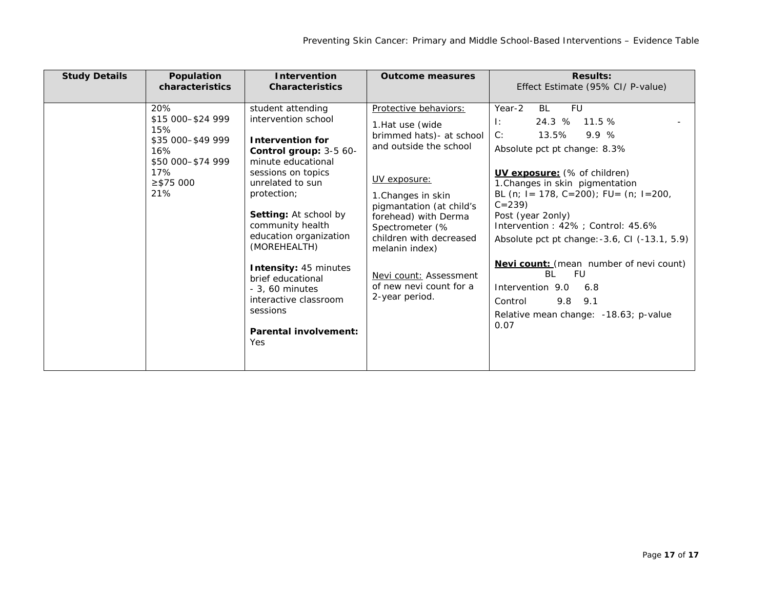| Study Details | Population characteristics | Intervention Characteristics | Outcome measures | Results: Effect Estimate (95% CI/ P-value) |
|---|---|---|---|---|
| | 20%<br>$15 000–$24 999<br>15%<br>$35 000–$49 999<br>16%<br>$50 000–$74 999<br>17%<br>≥$75 000<br>21% | student attending intervention school<br><br>**Intervention for Control group:** 3-5 60-minute educational sessions on topics unrelated to sun protection;<br><br>**Setting:** At school by community health education organization (MOREHEALTH)<br><br>**Intensity:** 45 minutes brief educational - 3, 60 minutes interactive classroom sessions<br><br>**Parental involvement:** Yes | Protective behaviors:<br>1.Hat use (wide brimmed hats)- at school and outside the school<br><br>UV exposure:<br>1.Changes in skin pigmentation (at child's forehead) with Derma Spectrometer (% children with decreased melanin index)<br><br>Nevi count: Assessment of new nevi count for a 2-year period. | Year-2 BL FU<br>I: 24.3 % 11.5 % -<br>C: 13.5% 9.9 %<br>Absolute pct pt change: 8.3%<br><br>**UV exposure:** (% of children)<br>1.Changes in skin pigmentation<br>BL (n; I= 178, C=200); FU= (n; I=200, C=239)<br>Post (year 2only)<br>Intervention : 42% ; Control: 45.6%<br>Absolute pct pt change:-3.6, CI (-13.1, 5.9)<br><br>**Nevi count:** (mean number of nevi count)<br>BL FU<br>Intervention 9.0 6.8<br>Control 9.8 9.1<br>Relative mean change: -18.63; p-value 0.07 |